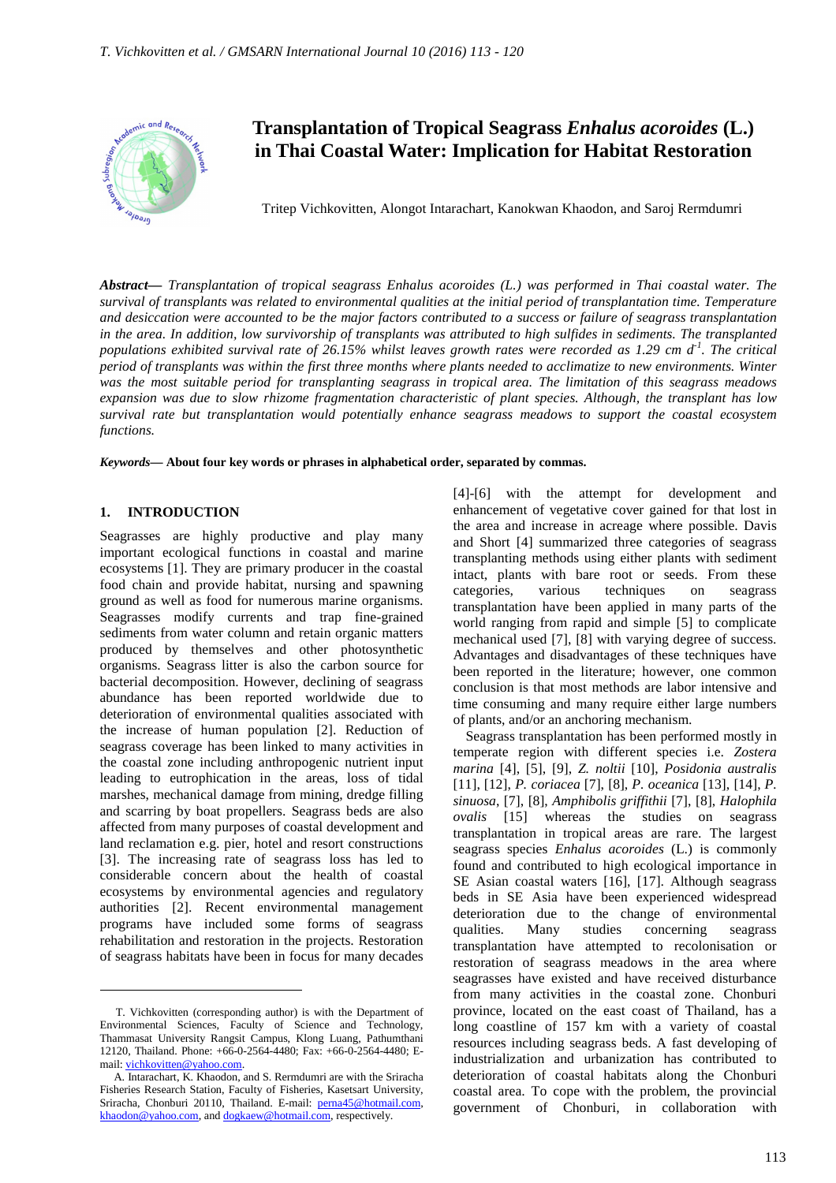# Transplantation of Tropical Seagrass *Enhalus acoroides* (L.) in Thai Coastal Water: Implication for Habitat Restoration

Tritep Vichkovitten, Alongot Intarachart, Kanokwan Khaodon, and Saroj Rermdumri

***Abstract***— *Transplantation of tropical seagrass Enhalus acoroides (L.) was performed in Thai coastal water. The survival of transplants was related to environmental qualities at the initial period of transplantation time. Temperature and desiccation were accounted to be the major factors contributed to a success or failure of seagrass transplantation in the area. In addition, low survivorship of transplants was attributed to high sulfides in sediments. The transplanted populations exhibited survival rate of 26.15% whilst leaves growth rates were recorded as 1.29 cm $d^{-1}$. The critical period of transplants was within the first three months where plants needed to acclimatize to new environments. Winter was the most suitable period for transplanting seagrass in tropical area. The limitation of this seagrass meadows expansion was due to slow rhizome fragmentation characteristic of plant species. Although, the transplant has low survival rate but transplantation would potentially enhance seagrass meadows to support the coastal ecosystem functions.*

***Keywords***— **About four key words or phrases in alphabetical order, separated by commas.**

## 1. INTRODUCTION

Seagrasses are highly productive and play many important ecological functions in coastal and marine ecosystems [1]. They are primary producer in the coastal food chain and provide habitat, nursing and spawning ground as well as food for numerous marine organisms. Seagrasses modify currents and trap fine-grained sediments from water column and retain organic matters produced by themselves and other photosynthetic organisms. Seagrass litter is also the carbon source for bacterial decomposition. However, declining of seagrass abundance has been reported worldwide due to deterioration of environmental qualities associated with the increase of human population [2]. Reduction of seagrass coverage has been linked to many activities in the coastal zone including anthropogenic nutrient input leading to eutrophication in the areas, loss of tidal marshes, mechanical damage from mining, dredge filling and scarring by boat propellers. Seagrass beds are also affected from many purposes of coastal development and land reclamation e.g. pier, hotel and resort constructions [3]. The increasing rate of seagrass loss has led to considerable concern about the health of coastal ecosystems by environmental agencies and regulatory authorities [2]. Recent environmental management programs have included some forms of seagrass rehabilitation and restoration in the projects. Restoration of seagrass habitats have been in focus for many decades [4]-[6] with the attempt for development and enhancement of vegetative cover gained for that lost in the area and increase in acreage where possible. Davis and Short [4] summarized three categories of seagrass transplanting methods using either plants with sediment intact, plants with bare root or seeds. From these categories, various techniques on seagrass transplantation have been applied in many parts of the world ranging from rapid and simple [5] to complicate mechanical used [7], [8] with varying degree of success. Advantages and disadvantages of these techniques have been reported in the literature; however, one common conclusion is that most methods are labor intensive and time consuming and many require either large numbers of plants, and/or an anchoring mechanism.

Seagrass transplantation has been performed mostly in temperate region with different species i.e. *Zostera marina* [4], [5], [9], *Z. noltii* [10], *Posidonia australis* [11], [12], *P. coriacea* [7], [8], *P. oceanica* [13], [14], *P. sinuosa*, [7], [8], *Amphibolis griffithii* [7], [8], *Halophila ovalis* [15] whereas the studies on seagrass transplantation in tropical areas are rare. The largest seagrass species *Enhalus acoroides* (L.) is commonly found and contributed to high ecological importance in SE Asian coastal waters [16], [17]. Although seagrass beds in SE Asia have been experienced widespread deterioration due to the change of environmental qualities. Many studies concerning seagrass transplantation have attempted to recolonisation or restoration of seagrass meadows in the area where seagrasses have existed and have received disturbance from many activities in the coastal zone. Chonburi province, located on the east coast of Thailand, has a long coastline of 157 km with a variety of coastal resources including seagrass beds. A fast developing of industrialization and urbanization has contributed to deterioration of coastal habitats along the Chonburi coastal area. To cope with the problem, the provincial government of Chonburi, in collaboration with

---

T. Vichkovitten (corresponding author) is with the Department of Environmental Sciences, Faculty of Science and Technology, Thammasat University Rangsit Campus, Klong Luang, Pathumthani 12120, Thailand. Phone: +66-0-2564-4480; Fax: +66-0-2564-4480; E-mail: vichkovitten@yahoo.com.

A. Intarachart, K. Khaodon, and S. Rermdumri are with the Sriracha Fisheries Research Station, Faculty of Fisheries, Kasetsart University, Sriracha, Chonburi 20110, Thailand. E-mail: perna45@hotmail.com, khaodon@yahoo.com, and dogkaew@hotmail.com, respectively.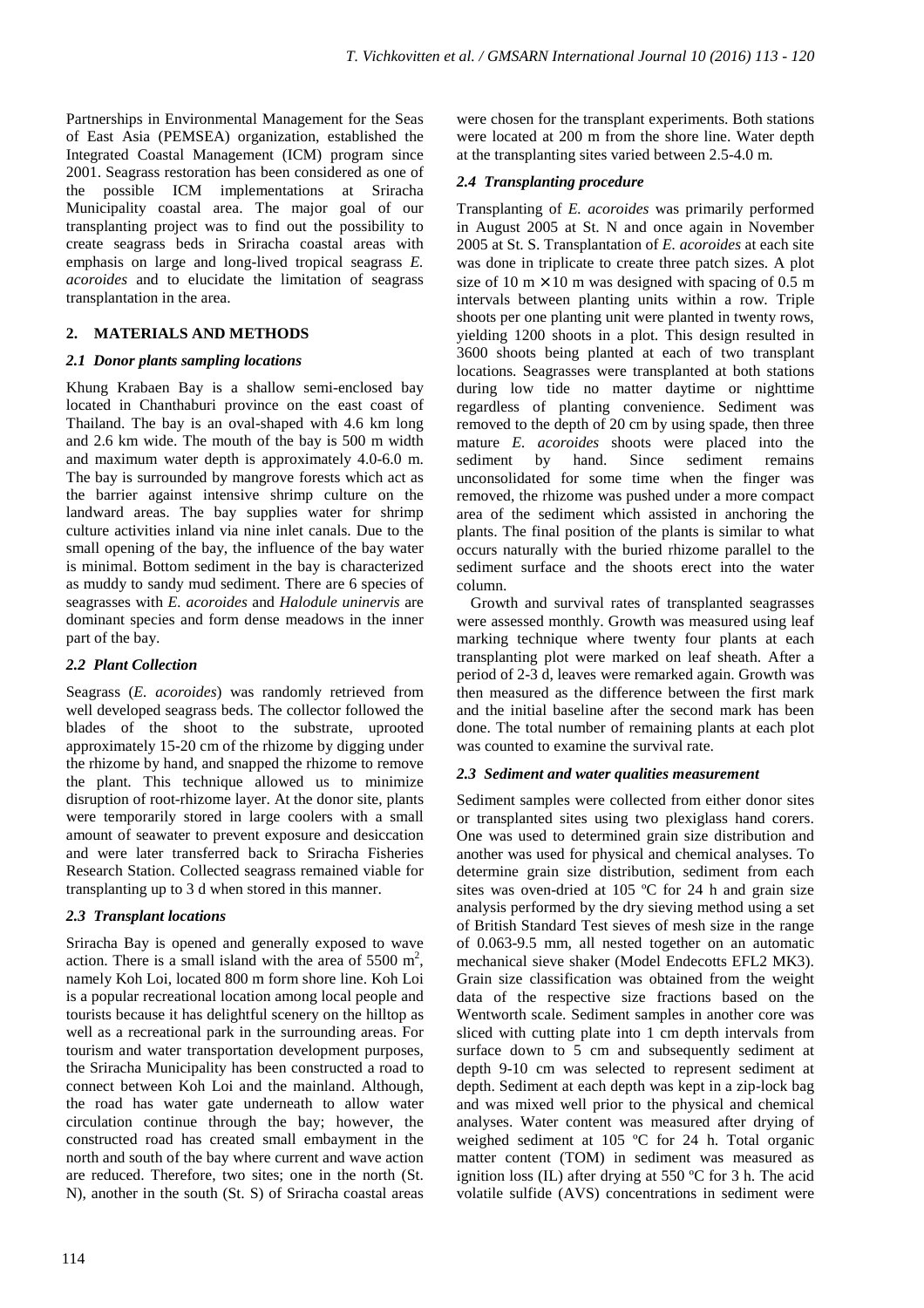Partnerships in Environmental Management for the Seas of East Asia (PEMSEA) organization, established the Integrated Coastal Management (ICM) program since 2001. Seagrass restoration has been considered as one of the possible ICM implementations at Sriracha Municipality coastal area. The major goal of our transplanting project was to find out the possibility to create seagrass beds in Sriracha coastal areas with emphasis on large and long-lived tropical seagrass *E. acoroides* and to elucidate the limitation of seagrass transplantation in the area.

## 2. MATERIALS AND METHODS

### *2.1 Donor plants sampling locations*

Khung Krabaen Bay is a shallow semi-enclosed bay located in Chanthaburi province on the east coast of Thailand. The bay is an oval-shaped with 4.6 km long and 2.6 km wide. The mouth of the bay is 500 m width and maximum water depth is approximately 4.0-6.0 m. The bay is surrounded by mangrove forests which act as the barrier against intensive shrimp culture on the landward areas. The bay supplies water for shrimp culture activities inland via nine inlet canals. Due to the small opening of the bay, the influence of the bay water is minimal. Bottom sediment in the bay is characterized as muddy to sandy mud sediment. There are 6 species of seagrasses with *E. acoroides* and *Halodule uninervis* are dominant species and form dense meadows in the inner part of the bay.

### *2.2 Plant Collection*

Seagrass (*E. acoroides*) was randomly retrieved from well developed seagrass beds. The collector followed the blades of the shoot to the substrate, uprooted approximately 15-20 cm of the rhizome by digging under the rhizome by hand, and snapped the rhizome to remove the plant. This technique allowed us to minimize disruption of root-rhizome layer. At the donor site, plants were temporarily stored in large coolers with a small amount of seawater to prevent exposure and desiccation and were later transferred back to Sriracha Fisheries Research Station. Collected seagrass remained viable for transplanting up to 3 d when stored in this manner.

### *2.3 Transplant locations*

Sriracha Bay is opened and generally exposed to wave action. There is a small island with the area of 5500 $m^2$, namely Koh Loi, located 800 m form shore line. Koh Loi is a popular recreational location among local people and tourists because it has delightful scenery on the hilltop as well as a recreational park in the surrounding areas. For tourism and water transportation development purposes, the Sriracha Municipality has been constructed a road to connect between Koh Loi and the mainland. Although, the road has water gate underneath to allow water circulation continue through the bay; however, the constructed road has created small embayment in the north and south of the bay where current and wave action are reduced. Therefore, two sites; one in the north (St. N), another in the south (St. S) of Sriracha coastal areas were chosen for the transplant experiments. Both stations were located at 200 m from the shore line. Water depth at the transplanting sites varied between 2.5-4.0 m.

### *2.4 Transplanting procedure*

Transplanting of *E. acoroides* was primarily performed in August 2005 at St. N and once again in November 2005 at St. S. Transplantation of *E. acoroides* at each site was done in triplicate to create three patch sizes. A plot size of 10 m × 10 m was designed with spacing of 0.5 m intervals between planting units within a row. Triple shoots per one planting unit were planted in twenty rows, yielding 1200 shoots in a plot. This design resulted in 3600 shoots being planted at each of two transplant locations. Seagrasses were transplanted at both stations during low tide no matter daytime or nighttime regardless of planting convenience. Sediment was removed to the depth of 20 cm by using spade, then three mature *E. acoroides* shoots were placed into the sediment by hand. Since sediment remains unconsolidated for some time when the finger was removed, the rhizome was pushed under a more compact area of the sediment which assisted in anchoring the plants. The final position of the plants is similar to what occurs naturally with the buried rhizome parallel to the sediment surface and the shoots erect into the water column.

Growth and survival rates of transplanted seagrasses were assessed monthly. Growth was measured using leaf marking technique where twenty four plants at each transplanting plot were marked on leaf sheath. After a period of 2-3 d, leaves were remarked again. Growth was then measured as the difference between the first mark and the initial baseline after the second mark has been done. The total number of remaining plants at each plot was counted to examine the survival rate.

### *2.3 Sediment and water qualities measurement*

Sediment samples were collected from either donor sites or transplanted sites using two plexiglass hand corers. One was used to determined grain size distribution and another was used for physical and chemical analyses. To determine grain size distribution, sediment from each sites was oven-dried at 105 ºC for 24 h and grain size analysis performed by the dry sieving method using a set of British Standard Test sieves of mesh size in the range of 0.063-9.5 mm, all nested together on an automatic mechanical sieve shaker (Model Endecotts EFL2 MK3). Grain size classification was obtained from the weight data of the respective size fractions based on the Wentworth scale. Sediment samples in another core was sliced with cutting plate into 1 cm depth intervals from surface down to 5 cm and subsequently sediment at depth 9-10 cm was selected to represent sediment at depth. Sediment at each depth was kept in a zip-lock bag and was mixed well prior to the physical and chemical analyses. Water content was measured after drying of weighed sediment at 105 ºC for 24 h. Total organic matter content (TOM) in sediment was measured as ignition loss (IL) after drying at 550 ºC for 3 h. The acid volatile sulfide (AVS) concentrations in sediment were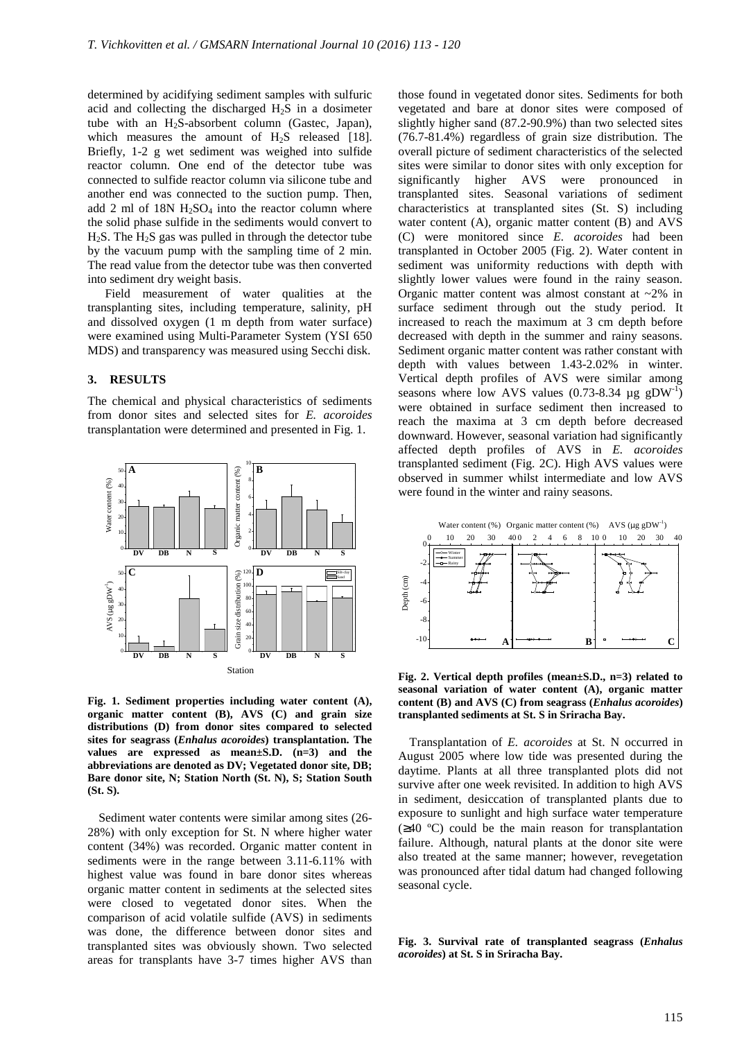determined by acidifying sediment samples with sulfuric acid and collecting the discharged $H_2S$ in a dosimeter tube with an $H_2S$-absorbent column (Gastec, Japan), which measures the amount of $H_2S$ released [18]. Briefly, 1-2 g wet sediment was weighed into sulfide reactor column. One end of the detector tube was connected to sulfide reactor column via silicone tube and another end was connected to the suction pump. Then, add 2 ml of 18N $H_2SO_4$ into the reactor column where the solid phase sulfide in the sediments would convert to $H_2S$. The $H_2S$ gas was pulled in through the detector tube by the vacuum pump with the sampling time of 2 min. The read value from the detector tube was then converted into sediment dry weight basis.

Field measurement of water qualities at the transplanting sites, including temperature, salinity, pH and dissolved oxygen (1 m depth from water surface) were examined using Multi-Parameter System (YSI 650 MDS) and transparency was measured using Secchi disk.

## 3. RESULTS

The chemical and physical characteristics of sediments from donor sites and selected sites for *E. acoroides* transplantation were determined and presented in Fig. 1.

**Fig. 1. Sediment properties including water content (A), organic matter content (B), AVS (C) and grain size distributions (D) from donor sites compared to selected sites for seagrass (*Enhalus acoroides*) transplantation. The values are expressed as mean±S.D. (n=3) and the abbreviations are denoted as DV; Vegetated donor site, DB; Bare donor site, N; Station North (St. N), S; Station South (St. S).**

Sediment water contents were similar among sites (26-28%) with only exception for St. N where higher water content (34%) was recorded. Organic matter content in sediments were in the range between 3.11-6.11% with highest value was found in bare donor sites whereas organic matter content in sediments at the selected sites were closed to vegetated donor sites. When the comparison of acid volatile sulfide (AVS) in sediments was done, the difference between donor sites and transplanted sites was obviously shown. Two selected areas for transplants have 3-7 times higher AVS than those found in vegetated donor sites. Sediments for both vegetated and bare at donor sites were composed of slightly higher sand (87.2-90.9%) than two selected sites (76.7-81.4%) regardless of grain size distribution. The overall picture of sediment characteristics of the selected sites were similar to donor sites with only exception for significantly higher AVS were pronounced in transplanted sites. Seasonal variations of sediment characteristics at transplanted sites (St. S) including water content (A), organic matter content (B) and AVS (C) were monitored since *E. acoroides* had been transplanted in October 2005 (Fig. 2). Water content in sediment was uniformity reductions with depth with slightly lower values were found in the rainy season. Organic matter content was almost constant at ~2% in surface sediment through out the study period. It increased to reach the maximum at 3 cm depth before decreased with depth in the summer and rainy seasons. Sediment organic matter content was rather constant with depth with values between 1.43-2.02% in winter. Vertical depth profiles of AVS were similar among seasons where low AVS values (0.73-8.34 µg $gDW^{-1}$) were obtained in surface sediment then increased to reach the maxima at 3 cm depth before decreased downward. However, seasonal variation had significantly affected depth profiles of AVS in *E. acoroides* transplanted sediment (Fig. 2C). High AVS values were observed in summer whilst intermediate and low AVS were found in the winter and rainy seasons.

**Fig. 2. Vertical depth profiles (mean±S.D., n=3) related to seasonal variation of water content (A), organic matter content (B) and AVS (C) from seagrass (*Enhalus acoroides*) transplanted sediments at St. S in Sriracha Bay.**

Transplantation of *E. acoroides* at St. N occurred in August 2005 where low tide was presented during the daytime. Plants at all three transplanted plots did not survive after one week revisited. In addition to high AVS in sediment, desiccation of transplanted plants due to exposure to sunlight and high surface water temperature (≥40 ºC) could be the main reason for transplantation failure. Although, natural plants at the donor site were also treated at the same manner; however, revegetation was pronounced after tidal datum had changed following seasonal cycle.

**Fig. 3. Survival rate of transplanted seagrass (*Enhalus acoroides*) at St. S in Sriracha Bay.**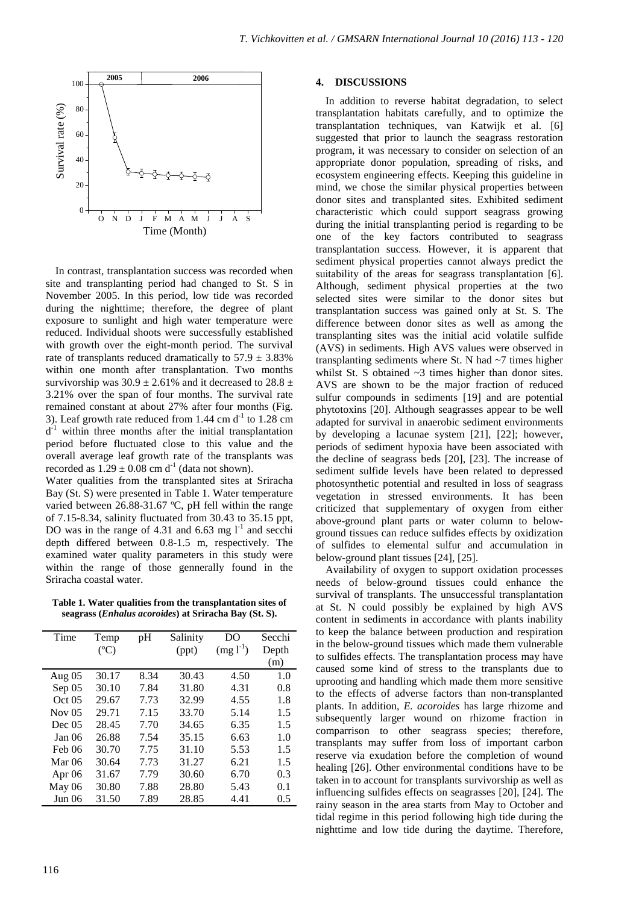In contrast, transplantation success was recorded when site and transplanting period had changed to St. S in November 2005. In this period, low tide was recorded during the nighttime; therefore, the degree of plant exposure to sunlight and high water temperature were reduced. Individual shoots were successfully established with growth over the eight-month period. The survival rate of transplants reduced dramatically to $57.9 \pm 3.83\%$ within one month after transplantation. Two months survivorship was $30.9 \pm 2.61\%$ and it decreased to $28.8 \pm 3.21\%$ over the span of four months. The survival rate remained constant at about 27% after four months (Fig. 3). Leaf growth rate reduced from 1.44 cm $d^{-1}$ to 1.28 cm $d^{-1}$ within three months after the initial transplantation period before fluctuated close to this value and the overall average leaf growth rate of the transplants was recorded as $1.29 \pm 0.08$ cm $d^{-1}$ (data not shown).

Water qualities from the transplanted sites at Sriracha Bay (St. S) were presented in Table 1. Water temperature varied between 26.88-31.67 ºC, pH fell within the range of 7.15-8.34, salinity fluctuated from 30.43 to 35.15 ppt, DO was in the range of 4.31 and 6.63 mg $l^{-1}$ and secchi depth differed between 0.8-1.5 m, respectively. The examined water quality parameters in this study were within the range of those gennerally found in the Sriracha coastal water.

**Table 1. Water qualities from the transplantation sites of seagrass (*Enhalus acoroides*) at Sriracha Bay (St. S).**

| Time | Temp (ºC) | pH | Salinity (ppt) | DO (mg $l^{-1}$) | Secchi Depth (m) |
|---|---|---|---|---|---|
| Aug 05 | 30.17 | 8.34 | 30.43 | 4.50 | 1.0 |
| Sep 05 | 30.10 | 7.84 | 31.80 | 4.31 | 0.8 |
| Oct 05 | 29.67 | 7.73 | 32.99 | 4.55 | 1.8 |
| Nov 05 | 29.71 | 7.15 | 33.70 | 5.14 | 1.5 |
| Dec 05 | 28.45 | 7.70 | 34.65 | 6.35 | 1.5 |
| Jan 06 | 26.88 | 7.54 | 35.15 | 6.63 | 1.0 |
| Feb 06 | 30.70 | 7.75 | 31.10 | 5.53 | 1.5 |
| Mar 06 | 30.64 | 7.73 | 31.27 | 6.21 | 1.5 |
| Apr 06 | 31.67 | 7.79 | 30.60 | 6.70 | 0.3 |
| May 06 | 30.80 | 7.88 | 28.80 | 5.43 | 0.1 |
| Jun 06 | 31.50 | 7.89 | 28.85 | 4.41 | 0.5 |

## 4. DISCUSSIONS

In addition to reverse habitat degradation, to select transplantation habitats carefully, and to optimize the transplantation techniques, van Katwijk et al. [6] suggested that prior to launch the seagrass restoration program, it was necessary to consider on selection of an appropriate donor population, spreading of risks, and ecosystem engineering effects. Keeping this guideline in mind, we chose the similar physical properties between donor sites and transplanted sites. Exhibited sediment characteristic which could support seagrass growing during the initial transplanting period is regarding to be one of the key factors contributed to seagrass transplantation success. However, it is apparent that sediment physical properties cannot always predict the suitability of the areas for seagrass transplantation [6]. Although, sediment physical properties at the two selected sites were similar to the donor sites but transplantation success was gained only at St. S. The difference between donor sites as well as among the transplanting sites was the initial acid volatile sulfide (AVS) in sediments. High AVS values were observed in transplanting sediments where St. N had ~7 times higher whilst St. S obtained ~3 times higher than donor sites. AVS are shown to be the major fraction of reduced sulfur compounds in sediments [19] and are potential phytotoxins [20]. Although seagrasses appear to be well adapted for survival in anaerobic sediment environments by developing a lacunae system [21], [22]; however, periods of sediment hypoxia have been associated with the decline of seagrass beds [20], [23]. The increase of sediment sulfide levels have been related to depressed photosynthetic potential and resulted in loss of seagrass vegetation in stressed environments. It has been criticized that supplementary of oxygen from either above-ground plant parts or water column to below-ground tissues can reduce sulfides effects by oxidization of sulfides to elemental sulfur and accumulation in below-ground plant tissues [24], [25].

Availability of oxygen to support oxidation processes needs of below-ground tissues could enhance the survival of transplants. The unsuccessful transplantation at St. N could possibly be explained by high AVS content in sediments in accordance with plants inability to keep the balance between production and respiration in the below-ground tissues which made them vulnerable to sulfides effects. The transplantation process may have caused some kind of stress to the transplants due to uprooting and handling which made them more sensitive to the effects of adverse factors than non-transplanted plants. In addition, *E. acoroides* has large rhizome and subsequently larger wound on rhizome fraction in comparrison to other seagrass species; therefore, transplants may suffer from loss of important carbon reserve via exudation before the completion of wound healing [26]. Other environmental conditions have to be taken in to account for transplants survivorship as well as influencing sulfides effects on seagrasses [20], [24]. The rainy season in the area starts from May to October and tidal regime in this period following high tide during the nighttime and low tide during the daytime. Therefore,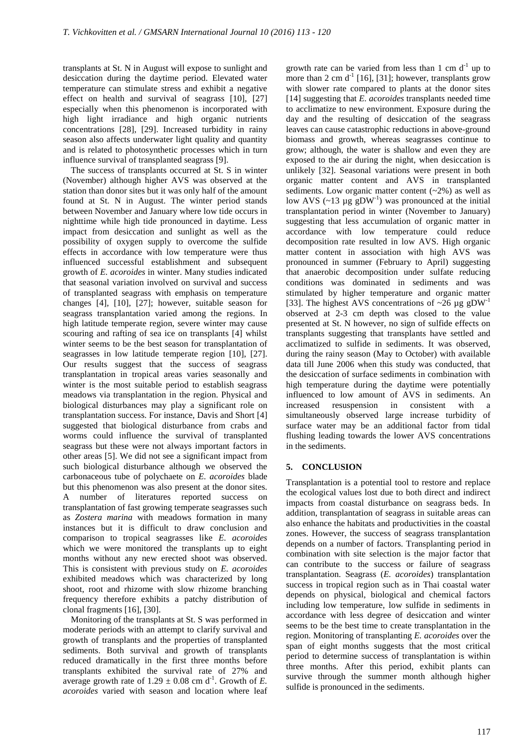transplants at St. N in August will expose to sunlight and desiccation during the daytime period. Elevated water temperature can stimulate stress and exhibit a negative effect on health and survival of seagrass [10], [27] especially when this phenomenon is incorporated with high light irradiance and high organic nutrients concentrations [28], [29]. Increased turbidity in rainy season also affects underwater light quality and quantity and is related to photosynthetic processes which in turn influence survival of transplanted seagrass [9].

The success of transplants occurred at St. S in winter (November) although higher AVS was observed at the station than donor sites but it was only half of the amount found at St. N in August. The winter period stands between November and January where low tide occurs in nighttime while high tide pronounced in daytime. Less impact from desiccation and sunlight as well as the possibility of oxygen supply to overcome the sulfide effects in accordance with low temperature were thus influenced successful establishment and subsequent growth of *E. acoroides* in winter. Many studies indicated that seasonal variation involved on survival and success of transplanted seagrass with emphasis on temperature changes [4], [10], [27]; however, suitable season for seagrass transplantation varied among the regions. In high latitude temperate region, severe winter may cause scouring and rafting of sea ice on transplants [4] whilst winter seems to be the best season for transplantation of seagrasses in low latitude temperate region [10], [27]. Our results suggest that the success of seagrass transplantation in tropical areas varies seasonally and winter is the most suitable period to establish seagrass meadows via transplantation in the region. Physical and biological disturbances may play a significant role on transplantation success. For instance, Davis and Short [4] suggested that biological disturbance from crabs and worms could influence the survival of transplanted seagrass but these were not always important factors in other areas [5]. We did not see a significant impact from such biological disturbance although we observed the carbonaceous tube of polychaete on *E. acoroides* blade but this phenomenon was also present at the donor sites. A number of literatures reported success on transplantation of fast growing temperate seagrasses such as *Zostera marina* with meadows formation in many instances but it is difficult to draw conclusion and comparison to tropical seagrasses like *E. acoroides* which we were monitored the transplants up to eight months without any new erected shoot was observed. This is consistent with previous study on *E. acoroides* exhibited meadows which was characterized by long shoot, root and rhizome with slow rhizome branching frequency therefore exhibits a patchy distribution of clonal fragments [16], [30].

Monitoring of the transplants at St. S was performed in moderate periods with an attempt to clarify survival and growth of transplants and the properties of transplanted sediments. Both survival and growth of transplants reduced dramatically in the first three months before transplants exhibited the survival rate of 27% and average growth rate of $1.29 \pm 0.08$ cm $d^{-1}$. Growth of *E. acoroides* varied with season and location where leaf growth rate can be varied from less than 1 cm $d^{-1}$ up to more than 2 cm $d^{-1}$ [16], [31]; however, transplants grow with slower rate compared to plants at the donor sites [14] suggesting that *E. acoroides* transplants needed time to acclimatize to new environment. Exposure during the day and the resulting of desiccation of the seagrass leaves can cause catastrophic reductions in above-ground biomass and growth, whereas seagrasses continue to grow; although, the water is shallow and even they are exposed to the air during the night, when desiccation is unlikely [32]. Seasonal variations were present in both organic matter content and AVS in transplanted sediments. Low organic matter content (~2%) as well as low AVS (~13 µg $gDW^{-1}$) was pronounced at the initial transplantation period in winter (November to January) suggesting that less accumulation of organic matter in accordance with low temperature could reduce decomposition rate resulted in low AVS. High organic matter content in association with high AVS was pronounced in summer (February to April) suggesting that anaerobic decomposition under sulfate reducing conditions was dominated in sediments and was stimulated by higher temperature and organic matter [33]. The highest AVS concentrations of ~26 µg $gDW^{-1}$ observed at 2-3 cm depth was closed to the value presented at St. N however, no sign of sulfide effects on transplants suggesting that transplants have settled and acclimatized to sulfide in sediments. It was observed, during the rainy season (May to October) with available data till June 2006 when this study was conducted, that the desiccation of surface sediments in combination with high temperature during the daytime were potentially influenced to low amount of AVS in sediments. An increased resuspension in consistent with a simultaneously observed large increase turbidity of surface water may be an additional factor from tidal flushing leading towards the lower AVS concentrations in the sediments.

## 5. CONCLUSION

Transplantation is a potential tool to restore and replace the ecological values lost due to both direct and indirect impacts from coastal disturbance on seagrass beds. In addition, transplantation of seagrass in suitable areas can also enhance the habitats and productivities in the coastal zones. However, the success of seagrass transplantation depends on a number of factors. Transplanting period in combination with site selection is the major factor that can contribute to the success or failure of seagrass transplantation. Seagrass (*E. acoroides*) transplantation success in tropical region such as in Thai coastal water depends on physical, biological and chemical factors including low temperature, low sulfide in sediments in accordance with less degree of desiccation and winter seems to be the best time to create transplantation in the region. Monitoring of transplanting *E. acoroides* over the span of eight months suggests that the most critical period to determine success of transplantation is within three months. After this period, exhibit plants can survive through the summer month although higher sulfide is pronounced in the sediments.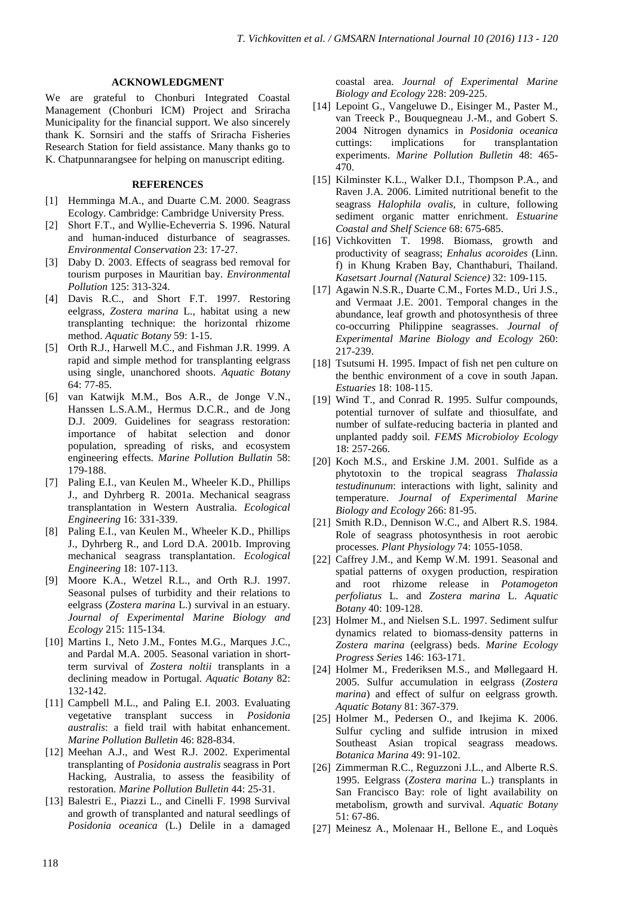## ACKNOWLEDGMENT

We are grateful to Chonburi Integrated Coastal Management (Chonburi ICM) Project and Sriracha Municipality for the financial support. We also sincerely thank K. Sornsiri and the staffs of Sriracha Fisheries Research Station for field assistance. Many thanks go to K. Chatpunnarangsee for helping on manuscript editing.

## REFERENCES

[1] Hemminga M.A., and Duarte C.M. 2000. Seagrass Ecology. Cambridge: Cambridge University Press.

[2] Short F.T., and Wyllie-Echeverria S. 1996. Natural and human-induced disturbance of seagrasses. *Environmental Conservation* 23: 17-27.

[3] Daby D. 2003. Effects of seagrass bed removal for tourism purposes in Mauritian bay. *Environmental Pollution* 125: 313-324.

[4] Davis R.C., and Short F.T. 1997. Restoring eelgrass, *Zostera marina* L., habitat using a new transplanting technique: the horizontal rhizome method. *Aquatic Botany* 59: 1-15.

[5] Orth R.J., Harwell M.C., and Fishman J.R. 1999. A rapid and simple method for transplanting eelgrass using single, unanchored shoots. *Aquatic Botany* 64: 77-85.

[6] van Katwijk M.M., Bos A.R., de Jonge V.N., Hanssen L.S.A.M., Hermus D.C.R., and de Jong D.J. 2009. Guidelines for seagrass restoration: importance of habitat selection and donor population, spreading of risks, and ecosystem engineering effects. *Marine Pollution Bullatin* 58: 179-188.

[7] Paling E.I., van Keulen M., Wheeler K.D., Phillips J., and Dyhrberg R. 2001a. Mechanical seagrass transplantation in Western Australia. *Ecological Engineering* 16: 331-339.

[8] Paling E.I., van Keulen M., Wheeler K.D., Phillips J., Dyhrberg R., and Lord D.A. 2001b. Improving mechanical seagrass transplantation. *Ecological Engineering* 18: 107-113.

[9] Moore K.A., Wetzel R.L., and Orth R.J. 1997. Seasonal pulses of turbidity and their relations to eelgrass (*Zostera marina* L.) survival in an estuary. *Journal of Experimental Marine Biology and Ecology* 215: 115-134.

[10] Martins I., Neto J.M., Fontes M.G., Marques J.C., and Pardal M.A. 2005. Seasonal variation in short-term survival of *Zostera noltii* transplants in a declining meadow in Portugal. *Aquatic Botany* 82: 132-142.

[11] Campbell M.L., and Paling E.I. 2003. Evaluating vegetative transplant success in *Posidonia australis*: a field trail with habitat enhancement. *Marine Pollution Bulletin* 46: 828-834.

[12] Meehan A.J., and West R.J. 2002. Experimental transplanting of *Posidonia australis* seagrass in Port Hacking, Australia, to assess the feasibility of restoration. *Marine Pollution Bulletin* 44: 25-31.

[13] Balestri E., Piazzi L., and Cinelli F. 1998 Survival and growth of transplanted and natural seedlings of *Posidonia oceanica* (L.) Delile in a damaged coastal area. *Journal of Experimental Marine Biology and Ecology* 228: 209-225.

[14] Lepoint G., Vangeluwe D., Eisinger M., Paster M., van Treeck P., Bouquegneau J.-M., and Gobert S. 2004 Nitrogen dynamics in *Posidonia oceanica* cuttings: implications for transplantation experiments. *Marine Pollution Bulletin* 48: 465-470.

[15] Kilminster K.L., Walker D.I., Thompson P.A., and Raven J.A. 2006. Limited nutritional benefit to the seagrass *Halophila ovalis*, in culture, following sediment organic matter enrichment. *Estuarine Coastal and Shelf Science* 68: 675-685.

[16] Vichkovitten T. 1998. Biomass, growth and productivity of seagrass; *Enhalus acoroides* (Linn. f) in Khung Kraben Bay, Chanthaburi, Thailand. *Kasetsart Journal (Natural Science)* 32: 109-115.

[17] Agawin N.S.R., Duarte C.M., Fortes M.D., Uri J.S., and Vermaat J.E. 2001. Temporal changes in the abundance, leaf growth and photosynthesis of three co-occurring Philippine seagrasses. *Journal of Experimental Marine Biology and Ecology* 260: 217-239.

[18] Tsutsumi H. 1995. Impact of fish net pen culture on the benthic environment of a cove in south Japan. *Estuaries* 18: 108-115.

[19] Wind T., and Conrad R. 1995. Sulfur compounds, potential turnover of sulfate and thiosulfate, and number of sulfate-reducing bacteria in planted and unplanted paddy soil. *FEMS Microbioloy Ecology* 18: 257-266.

[20] Koch M.S., and Erskine J.M. 2001. Sulfide as a phytotoxin to the tropical seagrass *Thalassia testudinunum*: interactions with light, salinity and temperature. *Journal of Experimental Marine Biology and Ecology* 266: 81-95.

[21] Smith R.D., Dennison W.C., and Albert R.S. 1984. Role of seagrass photosynthesis in root aerobic processes. *Plant Physiology* 74: 1055-1058.

[22] Caffrey J.M., and Kemp W.M. 1991. Seasonal and spatial patterns of oxygen production, respiration and root rhizome release in *Potamogeton perfoliatus* L. and *Zostera marina* L. *Aquatic Botany* 40: 109-128.

[23] Holmer M., and Nielsen S.L. 1997. Sediment sulfur dynamics related to biomass-density patterns in *Zostera marina* (eelgrass) beds. *Marine Ecology Progress Series* 146: 163-171.

[24] Holmer M., Frederiksen M.S., and Møllegaard H. 2005. Sulfur accumulation in eelgrass (*Zostera marina*) and effect of sulfur on eelgrass growth. *Aquatic Botany* 81: 367-379.

[25] Holmer M., Pedersen O., and Ikejima K. 2006. Sulfur cycling and sulfide intrusion in mixed Southeast Asian tropical seagrass meadows. *Botanica Marina* 49: 91-102.

[26] Zimmerman R.C., Reguzzoni J.L., and Alberte R.S. 1995. Eelgrass (*Zostera marina* L.) transplants in San Francisco Bay: role of light availability on metabolism, growth and survival. *Aquatic Botany* 51: 67-86.

[27] Meinesz A., Molenaar H., Bellone E., and Loquès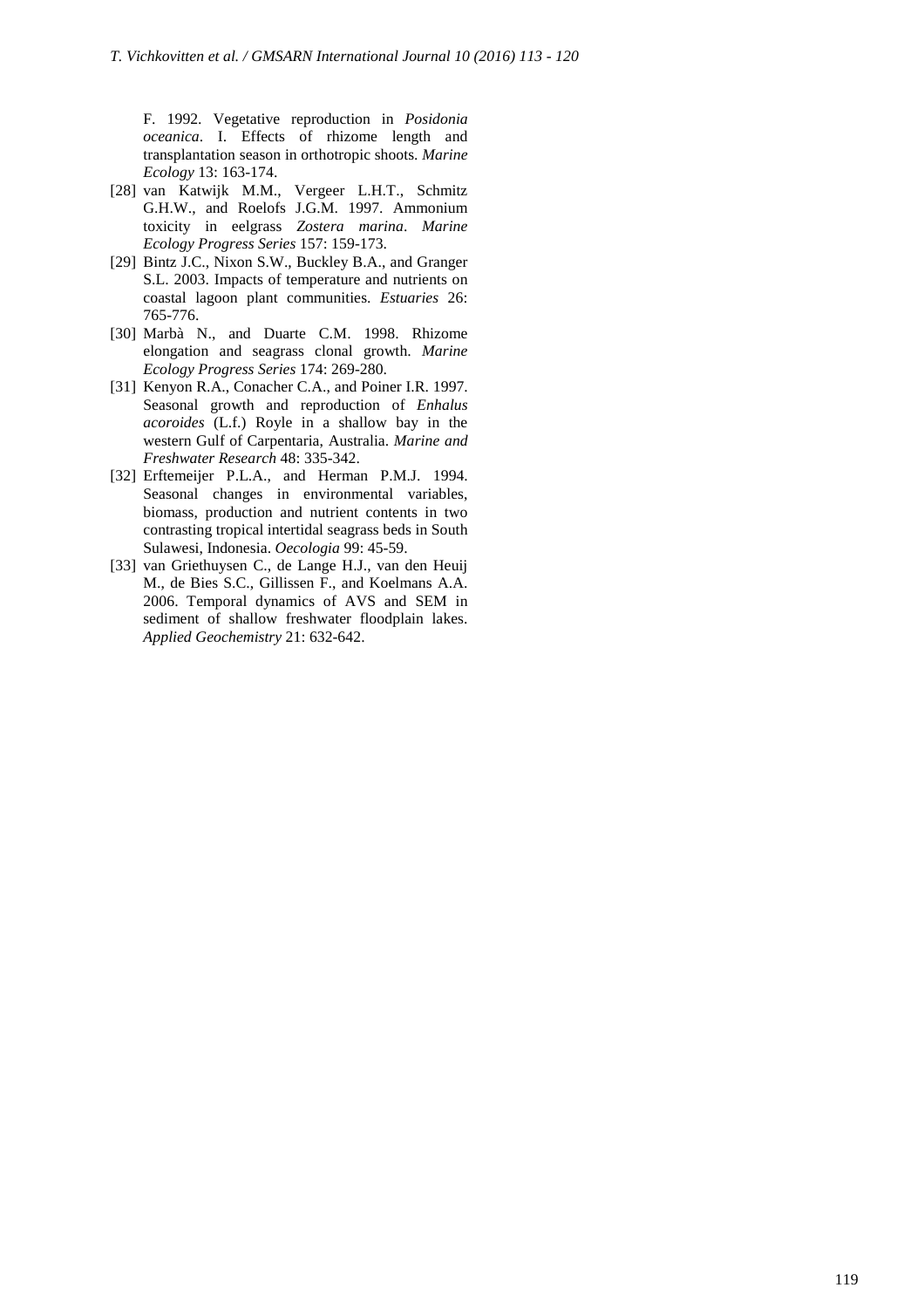F. 1992. Vegetative reproduction in *Posidonia oceanica*. I. Effects of rhizome length and transplantation season in orthotropic shoots. *Marine Ecology* 13: 163-174.

[28] van Katwijk M.M., Vergeer L.H.T., Schmitz G.H.W., and Roelofs J.G.M. 1997. Ammonium toxicity in eelgrass *Zostera marina*. *Marine Ecology Progress Series* 157: 159-173.

[29] Bintz J.C., Nixon S.W., Buckley B.A., and Granger S.L. 2003. Impacts of temperature and nutrients on coastal lagoon plant communities. *Estuaries* 26: 765-776.

[30] Marbà N., and Duarte C.M. 1998. Rhizome elongation and seagrass clonal growth. *Marine Ecology Progress Series* 174: 269-280.

[31] Kenyon R.A., Conacher C.A., and Poiner I.R. 1997. Seasonal growth and reproduction of *Enhalus acoroides* (L.f.) Royle in a shallow bay in the western Gulf of Carpentaria, Australia. *Marine and Freshwater Research* 48: 335-342.

[32] Erftemeijer P.L.A., and Herman P.M.J. 1994. Seasonal changes in environmental variables, biomass, production and nutrient contents in two contrasting tropical intertidal seagrass beds in South Sulawesi, Indonesia. *Oecologia* 99: 45-59.

[33] van Griethuysen C., de Lange H.J., van den Heuij M., de Bies S.C., Gillissen F., and Koelmans A.A. 2006. Temporal dynamics of AVS and SEM in sediment of shallow freshwater floodplain lakes. *Applied Geochemistry* 21: 632-642.